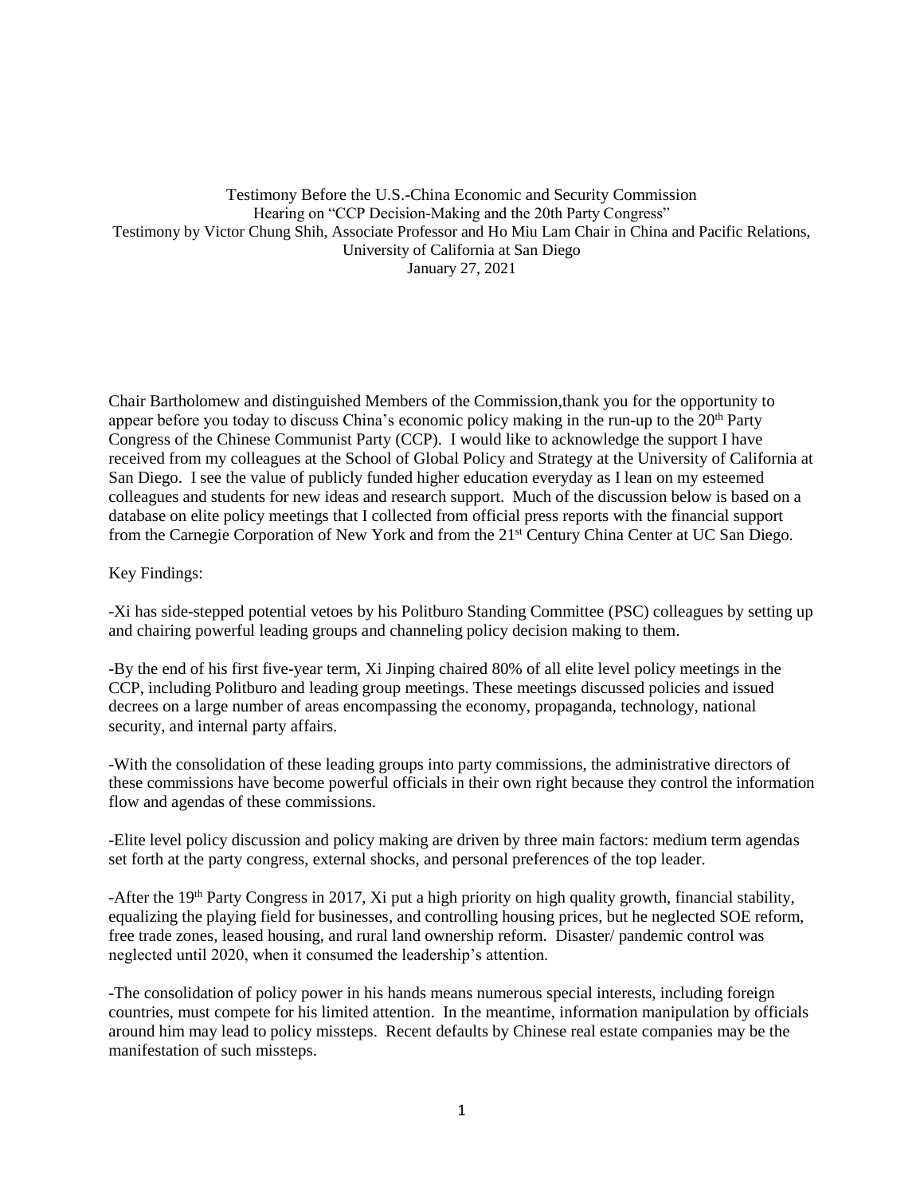Testimony Before the U.S.-China Economic and Security Commission
Hearing on "CCP Decision-Making and the 20th Party Congress"
Testimony by Victor Chung Shih, Associate Professor and Ho Miu Lam Chair in China and Pacific Relations, University of California at San Diego
January 27, 2021

Chair Bartholomew and distinguished Members of the Commission,thank you for the opportunity to appear before you today to discuss China's economic policy making in the run-up to the 20th Party Congress of the Chinese Communist Party (CCP). I would like to acknowledge the support I have received from my colleagues at the School of Global Policy and Strategy at the University of California at San Diego. I see the value of publicly funded higher education everyday as I lean on my esteemed colleagues and students for new ideas and research support. Much of the discussion below is based on a database on elite policy meetings that I collected from official press reports with the financial support from the Carnegie Corporation of New York and from the 21st Century China Center at UC San Diego.

Key Findings:

-Xi has side-stepped potential vetoes by his Politburo Standing Committee (PSC) colleagues by setting up and chairing powerful leading groups and channeling policy decision making to them.

-By the end of his first five-year term, Xi Jinping chaired 80% of all elite level policy meetings in the CCP, including Politburo and leading group meetings. These meetings discussed policies and issued decrees on a large number of areas encompassing the economy, propaganda, technology, national security, and internal party affairs.

-With the consolidation of these leading groups into party commissions, the administrative directors of these commissions have become powerful officials in their own right because they control the information flow and agendas of these commissions.

-Elite level policy discussion and policy making are driven by three main factors: medium term agendas set forth at the party congress, external shocks, and personal preferences of the top leader.

-After the 19th Party Congress in 2017, Xi put a high priority on high quality growth, financial stability, equalizing the playing field for businesses, and controlling housing prices, but he neglected SOE reform, free trade zones, leased housing, and rural land ownership reform. Disaster/ pandemic control was neglected until 2020, when it consumed the leadership's attention.

-The consolidation of policy power in his hands means numerous special interests, including foreign countries, must compete for his limited attention. In the meantime, information manipulation by officials around him may lead to policy missteps. Recent defaults by Chinese real estate companies may be the manifestation of such missteps.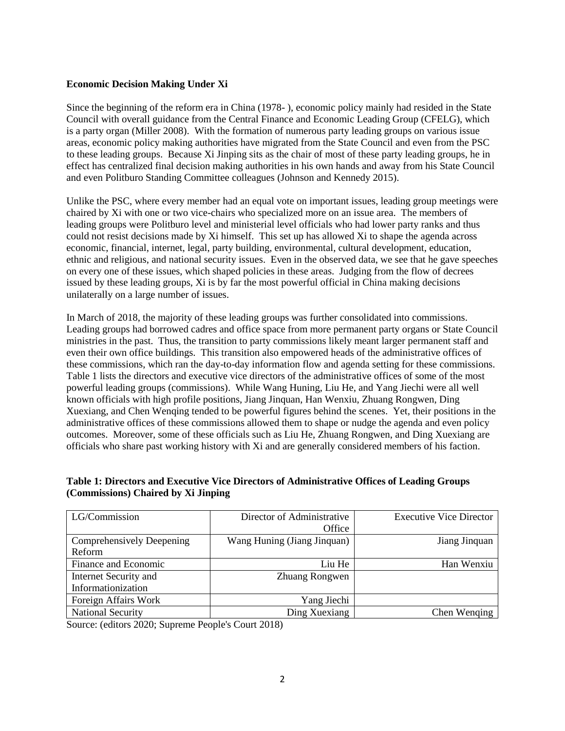**Economic Decision Making Under Xi**

Since the beginning of the reform era in China (1978- ), economic policy mainly had resided in the State Council with overall guidance from the Central Finance and Economic Leading Group (CFELG), which is a party organ (Miller 2008). With the formation of numerous party leading groups on various issue areas, economic policy making authorities have migrated from the State Council and even from the PSC to these leading groups. Because Xi Jinping sits as the chair of most of these party leading groups, he in effect has centralized final decision making authorities in his own hands and away from his State Council and even Politburo Standing Committee colleagues (Johnson and Kennedy 2015).

Unlike the PSC, where every member had an equal vote on important issues, leading group meetings were chaired by Xi with one or two vice-chairs who specialized more on an issue area. The members of leading groups were Politburo level and ministerial level officials who had lower party ranks and thus could not resist decisions made by Xi himself. This set up has allowed Xi to shape the agenda across economic, financial, internet, legal, party building, environmental, cultural development, education, ethnic and religious, and national security issues. Even in the observed data, we see that he gave speeches on every one of these issues, which shaped policies in these areas. Judging from the flow of decrees issued by these leading groups, Xi is by far the most powerful official in China making decisions unilaterally on a large number of issues.

In March of 2018, the majority of these leading groups was further consolidated into commissions. Leading groups had borrowed cadres and office space from more permanent party organs or State Council ministries in the past. Thus, the transition to party commissions likely meant larger permanent staff and even their own office buildings. This transition also empowered heads of the administrative offices of these commissions, which ran the day-to-day information flow and agenda setting for these commissions. Table 1 lists the directors and executive vice directors of the administrative offices of some of the most powerful leading groups (commissions). While Wang Huning, Liu He, and Yang Jiechi were all well known officials with high profile positions, Jiang Jinquan, Han Wenxiu, Zhuang Rongwen, Ding Xuexiang, and Chen Wenqing tended to be powerful figures behind the scenes. Yet, their positions in the administrative offices of these commissions allowed them to shape or nudge the agenda and even policy outcomes. Moreover, some of these officials such as Liu He, Zhuang Rongwen, and Ding Xuexiang are officials who share past working history with Xi and are generally considered members of his faction.

**Table 1: Directors and Executive Vice Directors of Administrative Offices of Leading Groups (Commissions) Chaired by Xi Jinping**

| LG/Commission | Director of Administrative Office | Executive Vice Director |
|---|---|---|
| Comprehensively Deepening Reform | Wang Huning (Jiang Jinquan) | Jiang Jinquan |
| Finance and Economic | Liu He | Han Wenxiu |
| Internet Security and Informationization | Zhuang Rongwen | |
| Foreign Affairs Work | Yang Jiechi | |
| National Security | Ding Xuexiang | Chen Wenqing |

Source: (editors 2020; Supreme People's Court 2018)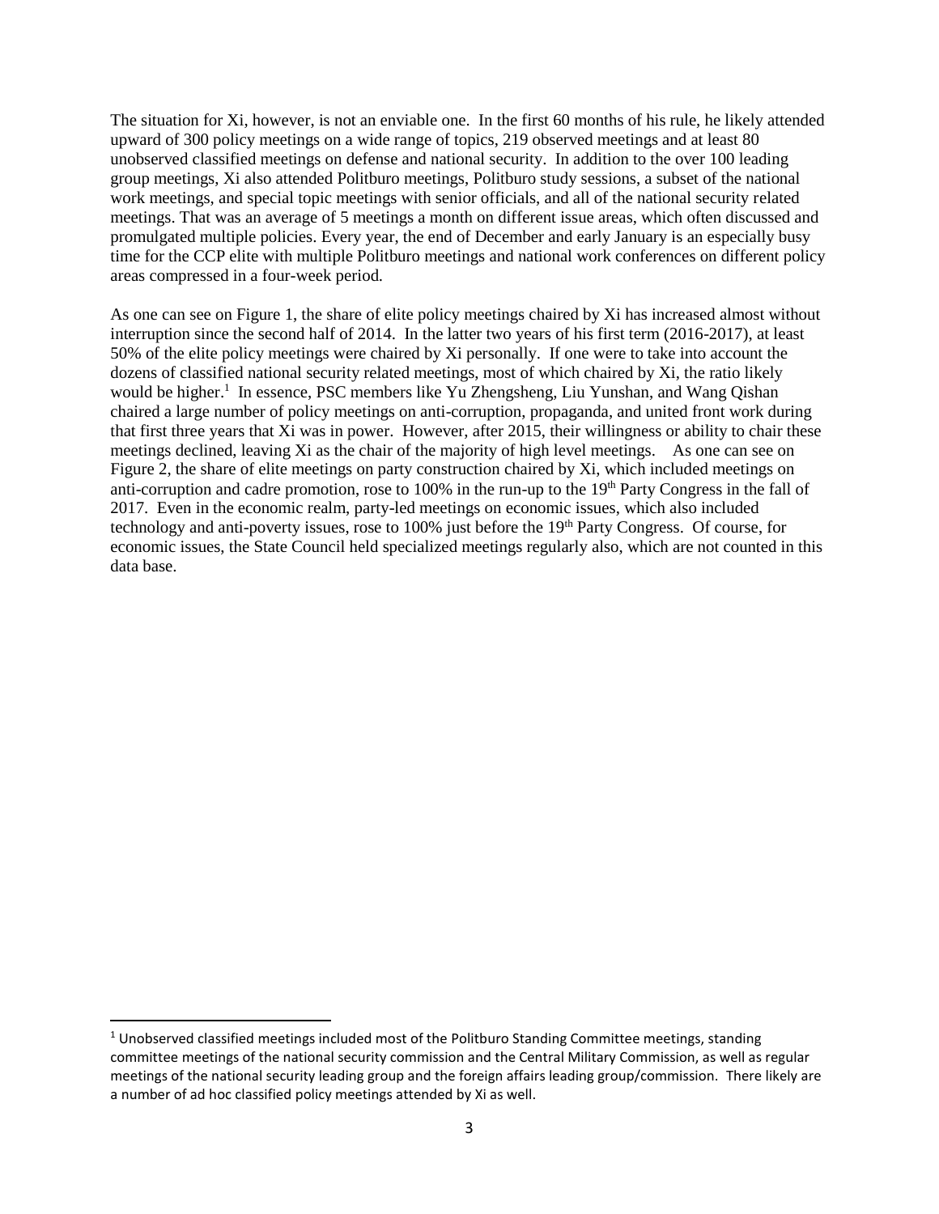The situation for Xi, however, is not an enviable one. In the first 60 months of his rule, he likely attended upward of 300 policy meetings on a wide range of topics, 219 observed meetings and at least 80 unobserved classified meetings on defense and national security. In addition to the over 100 leading group meetings, Xi also attended Politburo meetings, Politburo study sessions, a subset of the national work meetings, and special topic meetings with senior officials, and all of the national security related meetings. That was an average of 5 meetings a month on different issue areas, which often discussed and promulgated multiple policies. Every year, the end of December and early January is an especially busy time for the CCP elite with multiple Politburo meetings and national work conferences on different policy areas compressed in a four-week period.

As one can see on Figure 1, the share of elite policy meetings chaired by Xi has increased almost without interruption since the second half of 2014. In the latter two years of his first term (2016-2017), at least 50% of the elite policy meetings were chaired by Xi personally. If one were to take into account the dozens of classified national security related meetings, most of which chaired by Xi, the ratio likely would be higher.[1] In essence, PSC members like Yu Zhengsheng, Liu Yunshan, and Wang Qishan chaired a large number of policy meetings on anti-corruption, propaganda, and united front work during that first three years that Xi was in power. However, after 2015, their willingness or ability to chair these meetings declined, leaving Xi as the chair of the majority of high level meetings. As one can see on Figure 2, the share of elite meetings on party construction chaired by Xi, which included meetings on anti-corruption and cadre promotion, rose to 100% in the run-up to the 19th Party Congress in the fall of 2017. Even in the economic realm, party-led meetings on economic issues, which also included technology and anti-poverty issues, rose to 100% just before the 19th Party Congress. Of course, for economic issues, the State Council held specialized meetings regularly also, which are not counted in this data base.

[1] Unobserved classified meetings included most of the Politburo Standing Committee meetings, standing committee meetings of the national security commission and the Central Military Commission, as well as regular meetings of the national security leading group and the foreign affairs leading group/commission. There likely are a number of ad hoc classified policy meetings attended by Xi as well.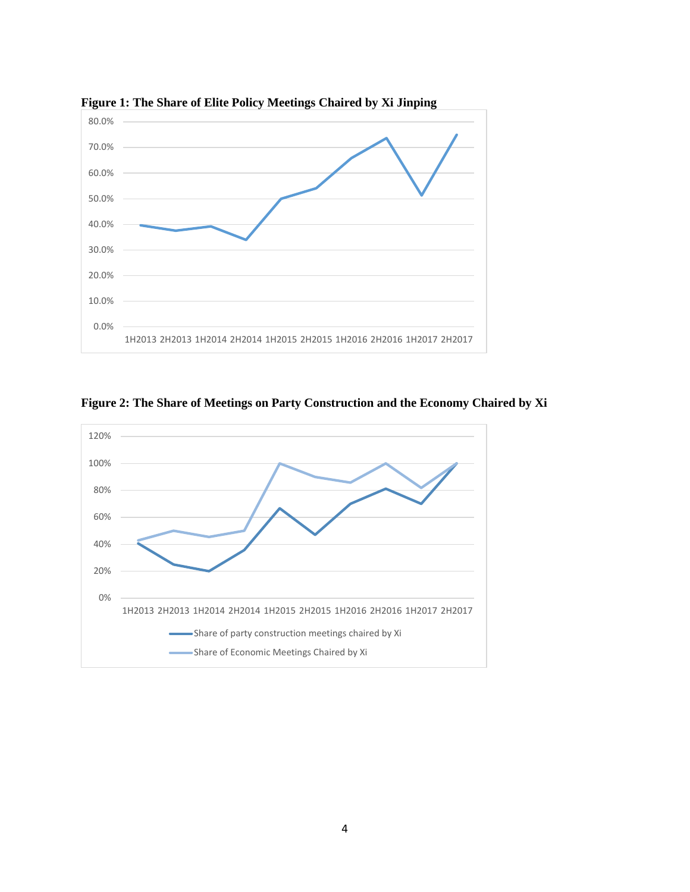**Figure 1: The Share of Elite Policy Meetings Chaired by Xi Jinping**

**Figure 2: The Share of Meetings on Party Construction and the Economy Chaired by Xi**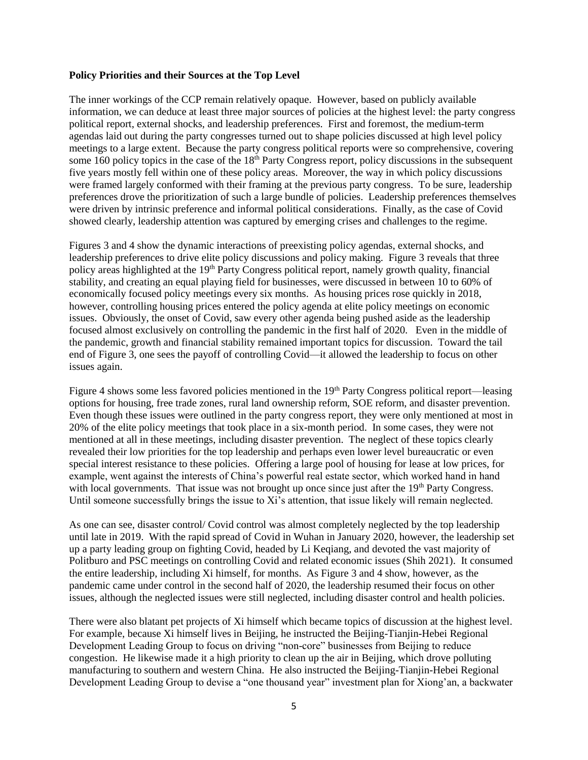**Policy Priorities and their Sources at the Top Level**

The inner workings of the CCP remain relatively opaque. However, based on publicly available information, we can deduce at least three major sources of policies at the highest level: the party congress political report, external shocks, and leadership preferences. First and foremost, the medium-term agendas laid out during the party congresses turned out to shape policies discussed at high level policy meetings to a large extent. Because the party congress political reports were so comprehensive, covering some 160 policy topics in the case of the 18th Party Congress report, policy discussions in the subsequent five years mostly fell within one of these policy areas. Moreover, the way in which policy discussions were framed largely conformed with their framing at the previous party congress. To be sure, leadership preferences drove the prioritization of such a large bundle of policies. Leadership preferences themselves were driven by intrinsic preference and informal political considerations. Finally, as the case of Covid showed clearly, leadership attention was captured by emerging crises and challenges to the regime.

Figures 3 and 4 show the dynamic interactions of preexisting policy agendas, external shocks, and leadership preferences to drive elite policy discussions and policy making. Figure 3 reveals that three policy areas highlighted at the 19th Party Congress political report, namely growth quality, financial stability, and creating an equal playing field for businesses, were discussed in between 10 to 60% of economically focused policy meetings every six months. As housing prices rose quickly in 2018, however, controlling housing prices entered the policy agenda at elite policy meetings on economic issues. Obviously, the onset of Covid, saw every other agenda being pushed aside as the leadership focused almost exclusively on controlling the pandemic in the first half of 2020. Even in the middle of the pandemic, growth and financial stability remained important topics for discussion. Toward the tail end of Figure 3, one sees the payoff of controlling Covid—it allowed the leadership to focus on other issues again.

Figure 4 shows some less favored policies mentioned in the 19th Party Congress political report—leasing options for housing, free trade zones, rural land ownership reform, SOE reform, and disaster prevention. Even though these issues were outlined in the party congress report, they were only mentioned at most in 20% of the elite policy meetings that took place in a six-month period. In some cases, they were not mentioned at all in these meetings, including disaster prevention. The neglect of these topics clearly revealed their low priorities for the top leadership and perhaps even lower level bureaucratic or even special interest resistance to these policies. Offering a large pool of housing for lease at low prices, for example, went against the interests of China's powerful real estate sector, which worked hand in hand with local governments. That issue was not brought up once since just after the 19th Party Congress. Until someone successfully brings the issue to Xi's attention, that issue likely will remain neglected.

As one can see, disaster control/ Covid control was almost completely neglected by the top leadership until late in 2019. With the rapid spread of Covid in Wuhan in January 2020, however, the leadership set up a party leading group on fighting Covid, headed by Li Keqiang, and devoted the vast majority of Politburo and PSC meetings on controlling Covid and related economic issues (Shih 2021). It consumed the entire leadership, including Xi himself, for months. As Figure 3 and 4 show, however, as the pandemic came under control in the second half of 2020, the leadership resumed their focus on other issues, although the neglected issues were still neglected, including disaster control and health policies.

There were also blatant pet projects of Xi himself which became topics of discussion at the highest level. For example, because Xi himself lives in Beijing, he instructed the Beijing-Tianjin-Hebei Regional Development Leading Group to focus on driving "non-core" businesses from Beijing to reduce congestion. He likewise made it a high priority to clean up the air in Beijing, which drove polluting manufacturing to southern and western China. He also instructed the Beijing-Tianjin-Hebei Regional Development Leading Group to devise a "one thousand year" investment plan for Xiong'an, a backwater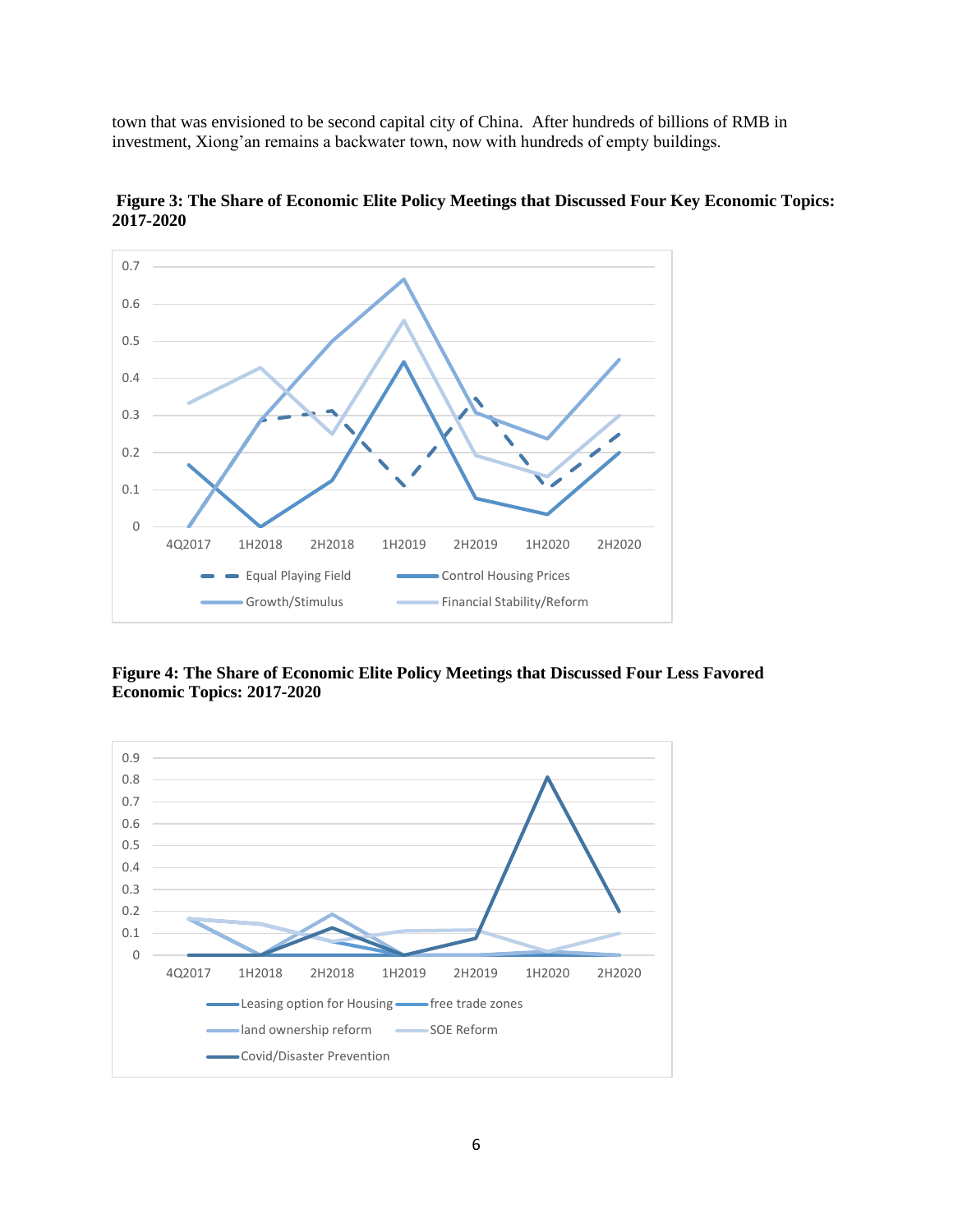town that was envisioned to be second capital city of China. After hundreds of billions of RMB in investment, Xiong'an remains a backwater town, now with hundreds of empty buildings.

**Figure 3: The Share of Economic Elite Policy Meetings that Discussed Four Key Economic Topics: 2017-2020**

**Figure 4: The Share of Economic Elite Policy Meetings that Discussed Four Less Favored Economic Topics: 2017-2020**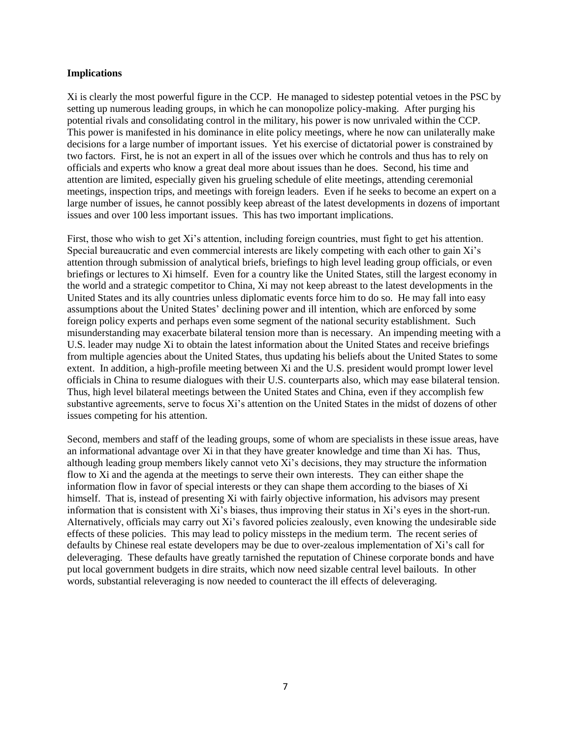**Implications**

Xi is clearly the most powerful figure in the CCP. He managed to sidestep potential vetoes in the PSC by setting up numerous leading groups, in which he can monopolize policy-making. After purging his potential rivals and consolidating control in the military, his power is now unrivaled within the CCP. This power is manifested in his dominance in elite policy meetings, where he now can unilaterally make decisions for a large number of important issues. Yet his exercise of dictatorial power is constrained by two factors. First, he is not an expert in all of the issues over which he controls and thus has to rely on officials and experts who know a great deal more about issues than he does. Second, his time and attention are limited, especially given his grueling schedule of elite meetings, attending ceremonial meetings, inspection trips, and meetings with foreign leaders. Even if he seeks to become an expert on a large number of issues, he cannot possibly keep abreast of the latest developments in dozens of important issues and over 100 less important issues. This has two important implications.

First, those who wish to get Xi's attention, including foreign countries, must fight to get his attention. Special bureaucratic and even commercial interests are likely competing with each other to gain Xi's attention through submission of analytical briefs, briefings to high level leading group officials, or even briefings or lectures to Xi himself. Even for a country like the United States, still the largest economy in the world and a strategic competitor to China, Xi may not keep abreast to the latest developments in the United States and its ally countries unless diplomatic events force him to do so. He may fall into easy assumptions about the United States' declining power and ill intention, which are enforced by some foreign policy experts and perhaps even some segment of the national security establishment. Such misunderstanding may exacerbate bilateral tension more than is necessary. An impending meeting with a U.S. leader may nudge Xi to obtain the latest information about the United States and receive briefings from multiple agencies about the United States, thus updating his beliefs about the United States to some extent. In addition, a high-profile meeting between Xi and the U.S. president would prompt lower level officials in China to resume dialogues with their U.S. counterparts also, which may ease bilateral tension. Thus, high level bilateral meetings between the United States and China, even if they accomplish few substantive agreements, serve to focus Xi's attention on the United States in the midst of dozens of other issues competing for his attention.

Second, members and staff of the leading groups, some of whom are specialists in these issue areas, have an informational advantage over Xi in that they have greater knowledge and time than Xi has. Thus, although leading group members likely cannot veto Xi's decisions, they may structure the information flow to Xi and the agenda at the meetings to serve their own interests. They can either shape the information flow in favor of special interests or they can shape them according to the biases of Xi himself. That is, instead of presenting Xi with fairly objective information, his advisors may present information that is consistent with Xi's biases, thus improving their status in Xi's eyes in the short-run. Alternatively, officials may carry out Xi's favored policies zealously, even knowing the undesirable side effects of these policies. This may lead to policy missteps in the medium term. The recent series of defaults by Chinese real estate developers may be due to over-zealous implementation of Xi's call for deleveraging. These defaults have greatly tarnished the reputation of Chinese corporate bonds and have put local government budgets in dire straits, which now need sizable central level bailouts. In other words, substantial releveraging is now needed to counteract the ill effects of deleveraging.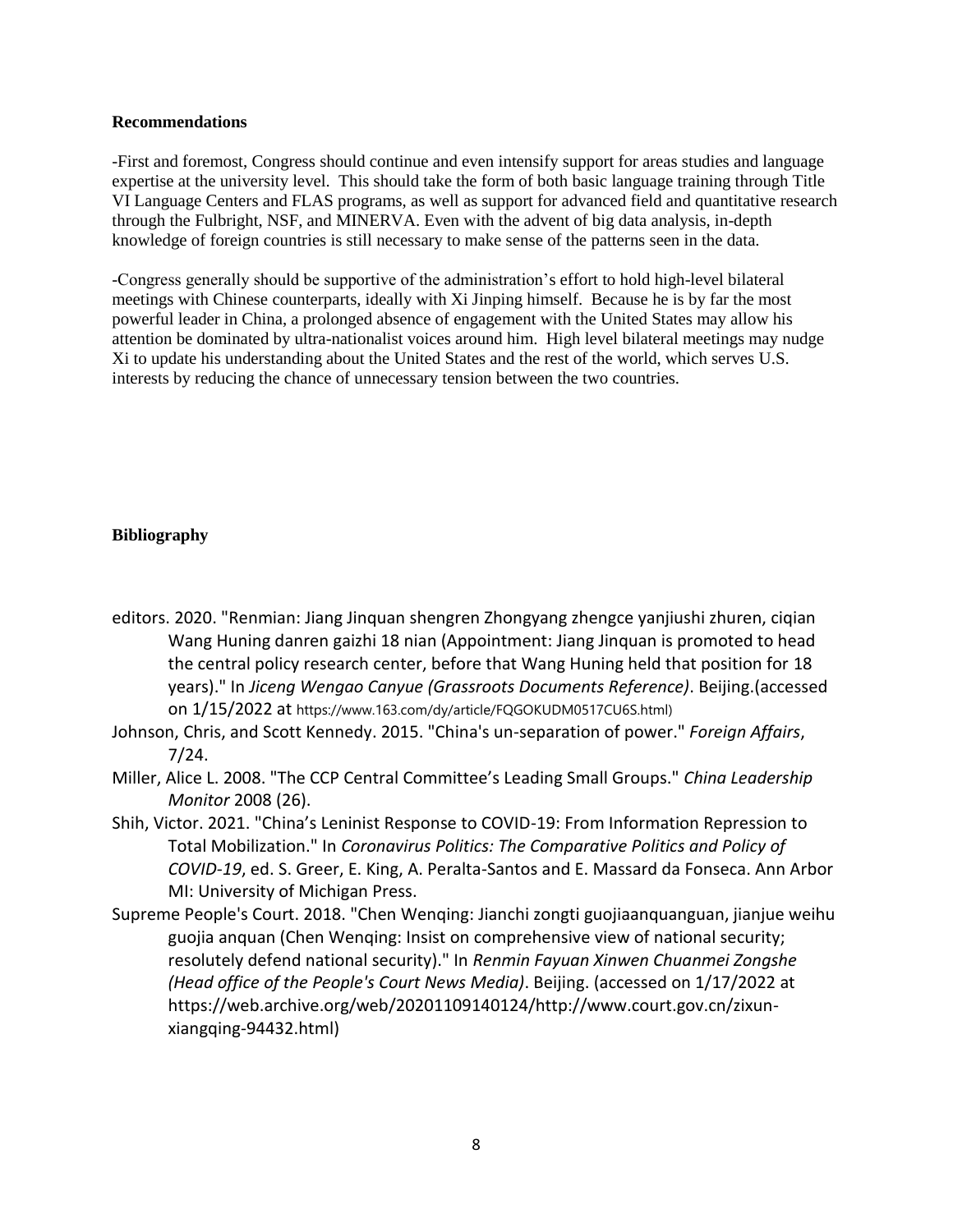**Recommendations**

-First and foremost, Congress should continue and even intensify support for areas studies and language expertise at the university level. This should take the form of both basic language training through Title VI Language Centers and FLAS programs, as well as support for advanced field and quantitative research through the Fulbright, NSF, and MINERVA. Even with the advent of big data analysis, in-depth knowledge of foreign countries is still necessary to make sense of the patterns seen in the data.

-Congress generally should be supportive of the administration's effort to hold high-level bilateral meetings with Chinese counterparts, ideally with Xi Jinping himself. Because he is by far the most powerful leader in China, a prolonged absence of engagement with the United States may allow his attention be dominated by ultra-nationalist voices around him. High level bilateral meetings may nudge Xi to update his understanding about the United States and the rest of the world, which serves U.S. interests by reducing the chance of unnecessary tension between the two countries.

**Bibliography**

editors. 2020. "Renmian: Jiang Jinquan shengren Zhongyang zhengce yanjiushi zhuren, ciqian Wang Huning danren gaizhi 18 nian (Appointment: Jiang Jinquan is promoted to head the central policy research center, before that Wang Huning held that position for 18 years)." In *Jiceng Wengao Canyue (Grassroots Documents Reference)*. Beijing.(accessed on 1/15/2022 at https://www.163.com/dy/article/FQGOKUDM0517CU6S.html)

Johnson, Chris, and Scott Kennedy. 2015. "China's un-separation of power." *Foreign Affairs*, 7/24.

Miller, Alice L. 2008. "The CCP Central Committee's Leading Small Groups." *China Leadership Monitor* 2008 (26).

Shih, Victor. 2021. "China's Leninist Response to COVID-19: From Information Repression to Total Mobilization." In *Coronavirus Politics: The Comparative Politics and Policy of COVID-19*, ed. S. Greer, E. King, A. Peralta-Santos and E. Massard da Fonseca. Ann Arbor MI: University of Michigan Press.

Supreme People's Court. 2018. "Chen Wenqing: Jianchi zongti guojiaanquanguan, jianjue weihu guojia anquan (Chen Wenqing: Insist on comprehensive view of national security; resolutely defend national security)." In *Renmin Fayuan Xinwen Chuanmei Zongshe (Head office of the People's Court News Media)*. Beijing. (accessed on 1/17/2022 at https://web.archive.org/web/20201109140124/http://www.court.gov.cn/zixun-xiangqing-94432.html)